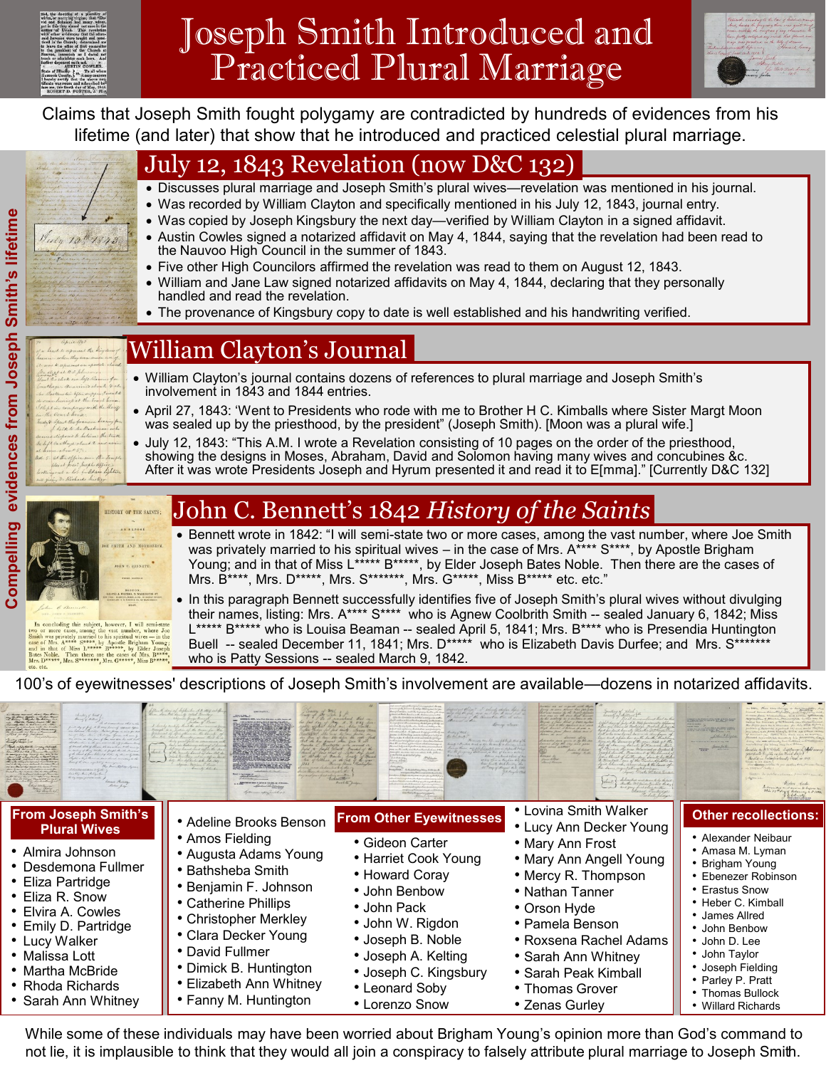# Joseph Smith Introduced and Practiced Plural Marriage

Claims that Joseph Smith fought polygamy are contradicted by hundreds of evidences from his lifetime (and later) that show that he introduced and practiced celestial plural marriage.

**Compelling evidences from Joseph Smith's lifetime**

## July 12, 1843 Revelation (now D&C 132)

- Discusses plural marriage and Joseph Smith's plural wives—revelation was mentioned in his journal.
- Was recorded by William Clayton and specifically mentioned in his July 12, 1843, journal entry.
- Was copied by Joseph Kingsbury the next day—verified by William Clayton in a signed affidavit.
- Austin Cowles signed a notarized affidavit on May 4, 1844, saying that the revelation had been read to the Nauvoo High Council in the summer of 1843.
- Five other High Councilors affirmed the revelation was read to them on August 12, 1843.
- William and Jane Law signed notarized affidavits on May 4, 1844, declaring that they personally handled and read the revelation.
- The provenance of Kingsbury copy to date is well established and his handwriting verified.

## William Clayton's Journal

- William Clayton's journal contains dozens of references to plural marriage and Joseph Smith's involvement in 1843 and 1844 entries.
- April 27, 1843: 'Went to Presidents who rode with me to Brother H C. Kimballs where Sister Margt Moon was sealed up by the priesthood, by the president" (Joseph Smith). [Moon was a plural wife.]
- July 12, 1843: "This A.M. I wrote a Revelation consisting of 10 pages on the order of the priesthood, showing the designs in Moses, Abraham, David and Solomon having many wives and concubines &c. After it was wrote Presidents Joseph and Hyrum presented it and read it to E[mma]." [Currently D&C 132]

## John C. Bennett's 1842 *History of the Saints*

- Bennett wrote in 1842: "I will semi-state two or more cases, among the vast number, where Joe Smith was privately married to his spiritual wives – in the case of Mrs. A**** S****, by Apostle Brigham Young; and in that of Miss L***** B*****, by Elder Joseph Bates Noble. Then there are the cases of Mrs. B****, Mrs. D*****, Mrs. S*******, Mrs. G*****, Miss B***** etc. etc."
- In this paragraph Bennett successfully identifies five of Joseph Smith's plural wives without divulging their names, listing: Mrs. A**** S**** who is Agnew Coolbrith Smith -- sealed January 6, 1842; Miss L***** B***** who is Louisa Beaman -- sealed April 5, 1841; Mrs. B**** who is Presendia Huntington Buell -- sealed December 11, 1841; Mrs. D***** who is Elizabeth Davis Durfee; and Mrs. S******* who is Patty Sessions -- sealed March 9, 1842.

100's of eyewitnesses' descriptions of Joseph Smith's involvement are available—dozens in notarized affidavits.

### From Joseph Smith's Plural Wives

- Almira Johnson
- Desdemona Fullmer
- Eliza Partridge
- Eliza R. Snow
- Elvira A. Cowles
- Emily D. Partridge
- Lucy Walker
- Malissa Lott
- Martha McBride
- Rhoda Richards
- Sarah Ann Whitney

### From Other Eyewitnesses

- Adeline Brooks Benson
- Amos Fielding
- Augusta Adams Young
- Bathsheba Smith
- Benjamin F. Johnson
- Catherine Phillips
- Christopher Merkley
- Clara Decker Young
- David Fullmer
- Dimick B. Huntington
- Elizabeth Ann Whitney
- Fanny M. Huntington
- Gideon Carter
- Harriet Cook Young
- Howard Coray
- John Benbow
- John Pack
- John W. Rigdon
- Joseph B. Noble
- Joseph A. Kelting
- Joseph C. Kingsbury
- Leonard Soby
- Lorenzo Snow
- Lovina Smith Walker
- Lucy Ann Decker Young
- Mary Ann Frost
- Mary Ann Angell Young
- Mercy R. Thompson
- Nathan Tanner
- Orson Hyde
- Pamela Benson
- Roxsena Rachel Adams
- Sarah Ann Whitney
- Sarah Peak Kimball
- Thomas Grover
- Zenas Gurley

### Other recollections:

- Alexander Neibaur
- Amasa M. Lyman
- Brigham Young
- Ebenezer Robinson
- Erastus Snow
- Heber C. Kimball
- James Allred
- John Benbow
- John D. Lee
- John Taylor
- Joseph Fielding
- Parley P. Pratt
- Thomas Bullock
- Willard Richards

While some of these individuals may have been worried about Brigham Young's opinion more than God's command to not lie, it is implausible to think that they would all join a conspiracy to falsely attribute plural marriage to Joseph Smith.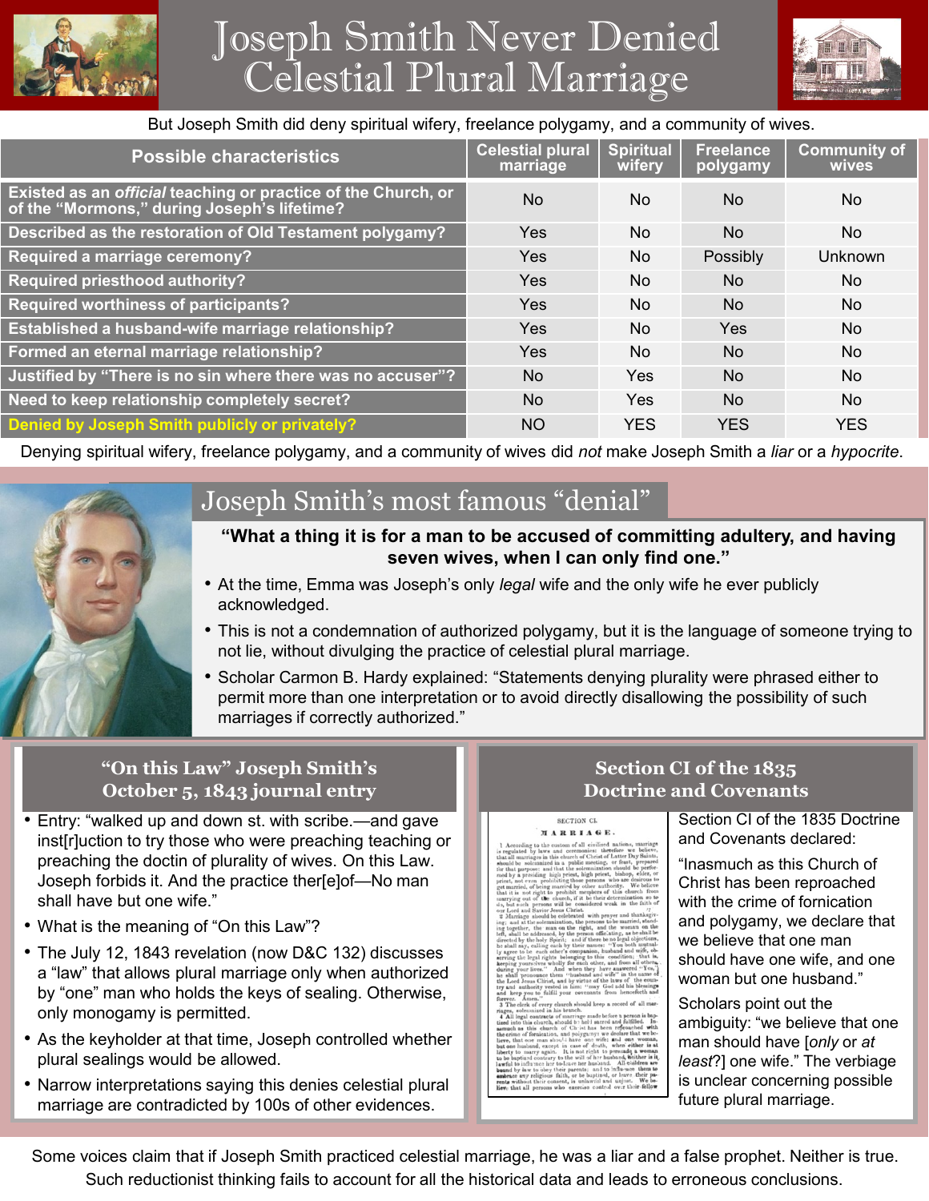# Joseph Smith Never Denied Celestial Plural Marriage

But Joseph Smith did deny spiritual wifery, freelance polygamy, and a community of wives.

| Possible characteristics | Celestial plural marriage | Spiritual wifery | Freelance polygamy | Community of wives |
|---|---|---|---|---|
| Existed as an *official* teaching or practice of the Church, or of the "Mormons," during Joseph's lifetime? | No | No | No | No |
| Described as the restoration of Old Testament polygamy? | Yes | No | No | No |
| Required a marriage ceremony? | Yes | No | Possibly | Unknown |
| Required priesthood authority? | Yes | No | No | No |
| Required worthiness of participants? | Yes | No | No | No |
| Established a husband-wife marriage relationship? | Yes | No | Yes | No |
| Formed an eternal marriage relationship? | Yes | No | No | No |
| Justified by "There is no sin where there was no accuser"? | No | Yes | No | No |
| Need to keep relationship completely secret? | No | Yes | No | No |
| Denied by Joseph Smith publicly or privately? | NO | YES | YES | YES |

Denying spiritual wifery, freelance polygamy, and a community of wives did *not* make Joseph Smith a *liar* or a *hypocrite*.

## Joseph Smith's most famous "denial"

**"What a thing it is for a man to be accused of committing adultery, and having seven wives, when I can only find one."**

- At the time, Emma was Joseph's only *legal* wife and the only wife he ever publicly acknowledged.
- This is not a condemnation of authorized polygamy, but it is the language of someone trying to not lie, without divulging the practice of celestial plural marriage.
- Scholar Carmon B. Hardy explained: "Statements denying plurality were phrased either to permit more than one interpretation or to avoid directly disallowing the possibility of such marriages if correctly authorized."

## "On this Law" Joseph Smith's October 5, 1843 journal entry

- Entry: "walked up and down st. with scribe.—and gave inst[r]uction to try those who were preaching teaching or preaching the doctin of plurality of wives. On this Law. Joseph forbids it. And the practice ther[e]of—No man shall have but one wife."
- What is the meaning of "On this Law"?
- The July 12, 1843 revelation (now D&C 132) discusses a "law" that allows plural marriage only when authorized by "one" man who holds the keys of sealing. Otherwise, only monogamy is permitted.
- As the keyholder at that time, Joseph controlled whether plural sealings would be allowed.
- Narrow interpretations saying this denies celestial plural marriage are contradicted by 100s of other evidences.

## Section CI of the 1835 Doctrine and Covenants

Section CI of the 1835 Doctrine and Covenants declared:

"Inasmuch as this Church of Christ has been reproached with the crime of fornication and polygamy, we declare that we believe that one man should have one wife, and one woman but one husband."

Scholars point out the ambiguity: "we believe that one man should have [*only* or *at least*?] one wife." The verbiage is unclear concerning possible future plural marriage.

Some voices claim that if Joseph Smith practiced celestial marriage, he was a liar and a false prophet. Neither is true. Such reductionist thinking fails to account for all the historical data and leads to erroneous conclusions.